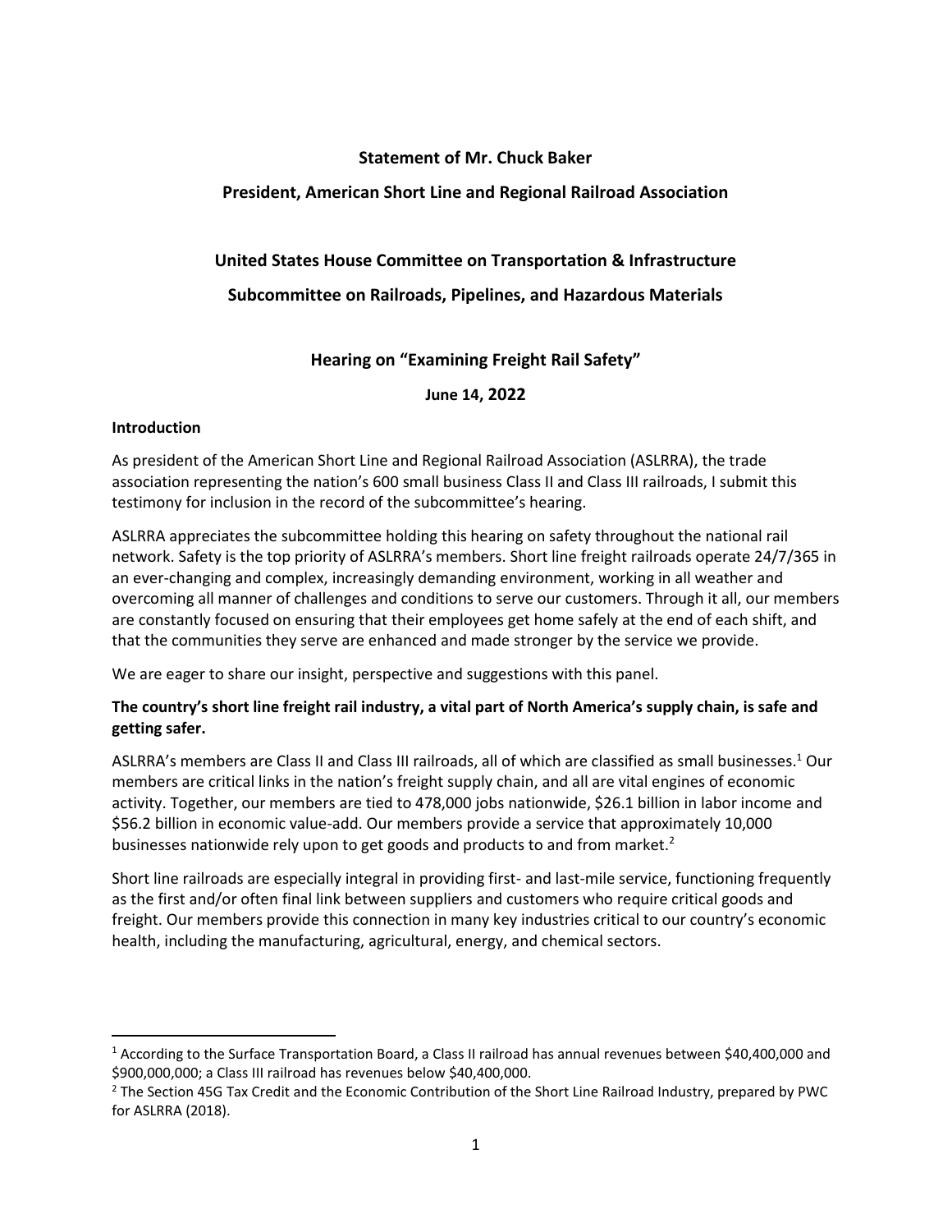**Statement of Mr. Chuck Baker**

**President, American Short Line and Regional Railroad Association**

**United States House Committee on Transportation & Infrastructure**

**Subcommittee on Railroads, Pipelines, and Hazardous Materials**

**Hearing on "Examining Freight Rail Safety"**

**June 14, 2022**

## Introduction

As president of the American Short Line and Regional Railroad Association (ASLRRA), the trade association representing the nation's 600 small business Class II and Class III railroads, I submit this testimony for inclusion in the record of the subcommittee's hearing.

ASLRRA appreciates the subcommittee holding this hearing on safety throughout the national rail network. Safety is the top priority of ASLRRA's members. Short line freight railroads operate 24/7/365 in an ever-changing and complex, increasingly demanding environment, working in all weather and overcoming all manner of challenges and conditions to serve our customers. Through it all, our members are constantly focused on ensuring that their employees get home safely at the end of each shift, and that the communities they serve are enhanced and made stronger by the service we provide.

We are eager to share our insight, perspective and suggestions with this panel.

## The country's short line freight rail industry, a vital part of North America's supply chain, is safe and getting safer.

ASLRRA's members are Class II and Class III railroads, all of which are classified as small businesses.[1] Our members are critical links in the nation's freight supply chain, and all are vital engines of economic activity. Together, our members are tied to 478,000 jobs nationwide, $26.1 billion in labor income and $56.2 billion in economic value-add. Our members provide a service that approximately 10,000 businesses nationwide rely upon to get goods and products to and from market.[2]

Short line railroads are especially integral in providing first- and last-mile service, functioning frequently as the first and/or often final link between suppliers and customers who require critical goods and freight. Our members provide this connection in many key industries critical to our country's economic health, including the manufacturing, agricultural, energy, and chemical sectors.

---

[1] According to the Surface Transportation Board, a Class II railroad has annual revenues between $40,400,000 and $900,000,000; a Class III railroad has revenues below $40,400,000.

[2] The Section 45G Tax Credit and the Economic Contribution of the Short Line Railroad Industry, prepared by PWC for ASLRRA (2018).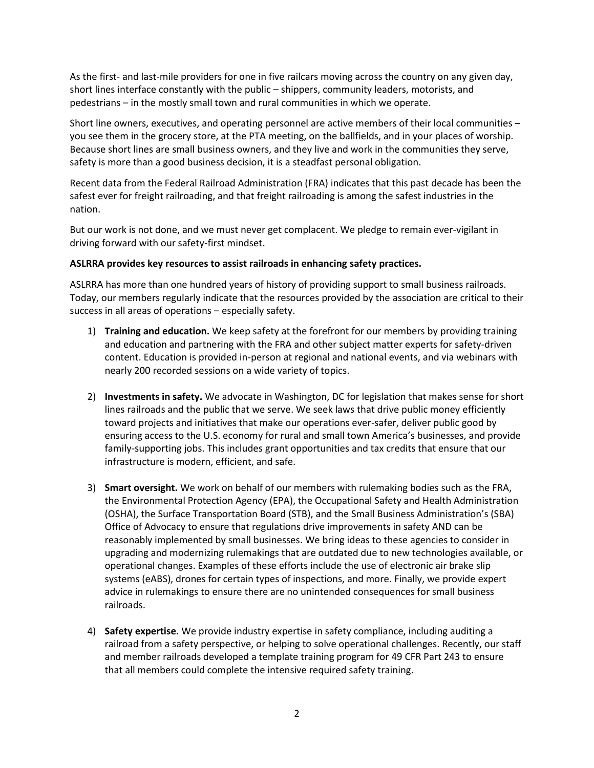As the first- and last-mile providers for one in five railcars moving across the country on any given day, short lines interface constantly with the public – shippers, community leaders, motorists, and pedestrians – in the mostly small town and rural communities in which we operate.

Short line owners, executives, and operating personnel are active members of their local communities – you see them in the grocery store, at the PTA meeting, on the ballfields, and in your places of worship. Because short lines are small business owners, and they live and work in the communities they serve, safety is more than a good business decision, it is a steadfast personal obligation.

Recent data from the Federal Railroad Administration (FRA) indicates that this past decade has been the safest ever for freight railroading, and that freight railroading is among the safest industries in the nation.

But our work is not done, and we must never get complacent. We pledge to remain ever-vigilant in driving forward with our safety-first mindset.

**ASLRRA provides key resources to assist railroads in enhancing safety practices.**

ASLRRA has more than one hundred years of history of providing support to small business railroads. Today, our members regularly indicate that the resources provided by the association are critical to their success in all areas of operations – especially safety.

1) **Training and education.** We keep safety at the forefront for our members by providing training and education and partnering with the FRA and other subject matter experts for safety-driven content. Education is provided in-person at regional and national events, and via webinars with nearly 200 recorded sessions on a wide variety of topics.

2) **Investments in safety.** We advocate in Washington, DC for legislation that makes sense for short lines railroads and the public that we serve. We seek laws that drive public money efficiently toward projects and initiatives that make our operations ever-safer, deliver public good by ensuring access to the U.S. economy for rural and small town America's businesses, and provide family-supporting jobs. This includes grant opportunities and tax credits that ensure that our infrastructure is modern, efficient, and safe.

3) **Smart oversight.** We work on behalf of our members with rulemaking bodies such as the FRA, the Environmental Protection Agency (EPA), the Occupational Safety and Health Administration (OSHA), the Surface Transportation Board (STB), and the Small Business Administration's (SBA) Office of Advocacy to ensure that regulations drive improvements in safety AND can be reasonably implemented by small businesses. We bring ideas to these agencies to consider in upgrading and modernizing rulemakings that are outdated due to new technologies available, or operational changes. Examples of these efforts include the use of electronic air brake slip systems (eABS), drones for certain types of inspections, and more. Finally, we provide expert advice in rulemakings to ensure there are no unintended consequences for small business railroads.

4) **Safety expertise.** We provide industry expertise in safety compliance, including auditing a railroad from a safety perspective, or helping to solve operational challenges. Recently, our staff and member railroads developed a template training program for 49 CFR Part 243 to ensure that all members could complete the intensive required safety training.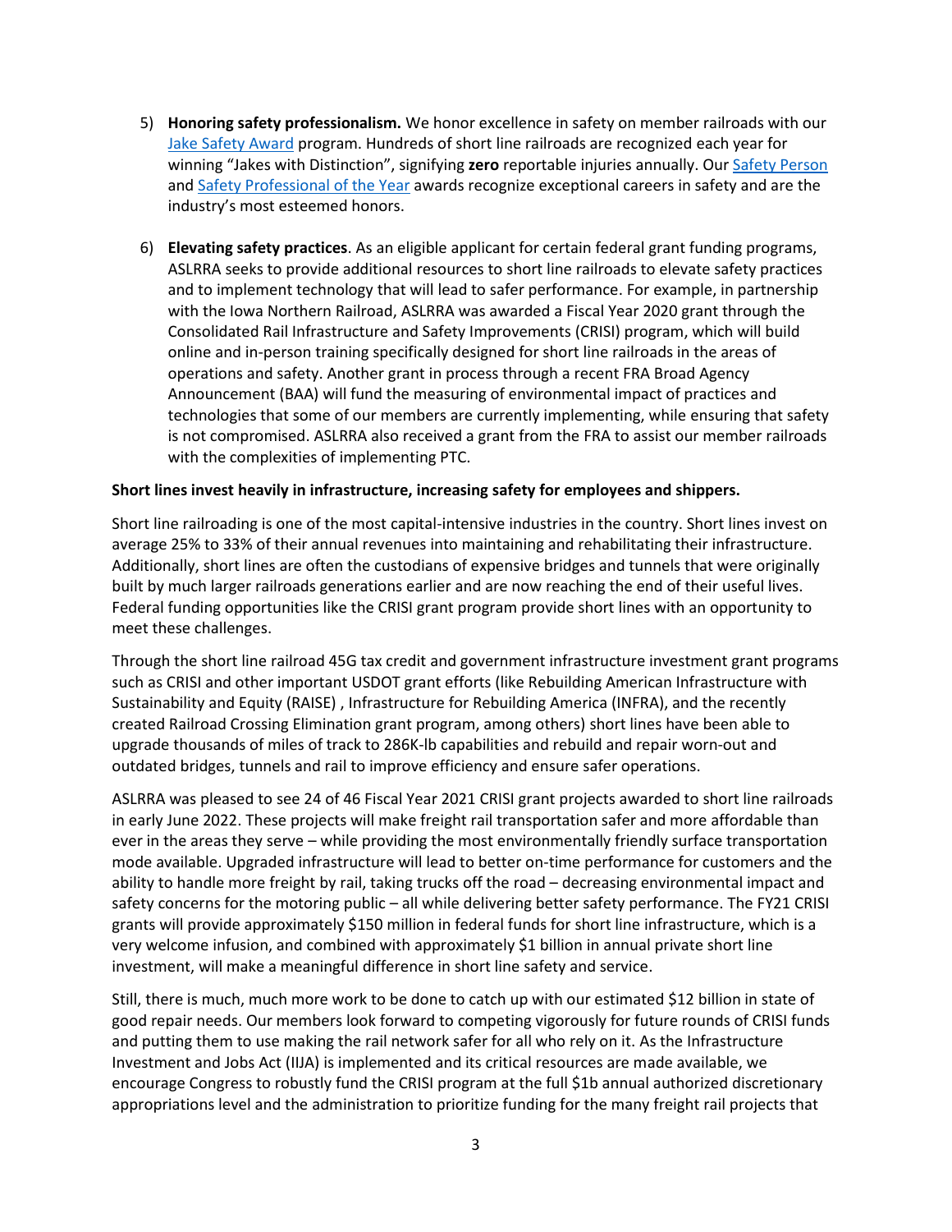5) **Honoring safety professionalism.** We honor excellence in safety on member railroads with our Jake Safety Award program. Hundreds of short line railroads are recognized each year for winning "Jakes with Distinction", signifying **zero** reportable injuries annually. Our Safety Person and Safety Professional of the Year awards recognize exceptional careers in safety and are the industry's most esteemed honors.

6) **Elevating safety practices**. As an eligible applicant for certain federal grant funding programs, ASLRRA seeks to provide additional resources to short line railroads to elevate safety practices and to implement technology that will lead to safer performance. For example, in partnership with the Iowa Northern Railroad, ASLRRA was awarded a Fiscal Year 2020 grant through the Consolidated Rail Infrastructure and Safety Improvements (CRISI) program, which will build online and in-person training specifically designed for short line railroads in the areas of operations and safety. Another grant in process through a recent FRA Broad Agency Announcement (BAA) will fund the measuring of environmental impact of practices and technologies that some of our members are currently implementing, while ensuring that safety is not compromised. ASLRRA also received a grant from the FRA to assist our member railroads with the complexities of implementing PTC.

**Short lines invest heavily in infrastructure, increasing safety for employees and shippers.**

Short line railroading is one of the most capital-intensive industries in the country. Short lines invest on average 25% to 33% of their annual revenues into maintaining and rehabilitating their infrastructure. Additionally, short lines are often the custodians of expensive bridges and tunnels that were originally built by much larger railroads generations earlier and are now reaching the end of their useful lives. Federal funding opportunities like the CRISI grant program provide short lines with an opportunity to meet these challenges.

Through the short line railroad 45G tax credit and government infrastructure investment grant programs such as CRISI and other important USDOT grant efforts (like Rebuilding American Infrastructure with Sustainability and Equity (RAISE) , Infrastructure for Rebuilding America (INFRA), and the recently created Railroad Crossing Elimination grant program, among others) short lines have been able to upgrade thousands of miles of track to 286K-lb capabilities and rebuild and repair worn-out and outdated bridges, tunnels and rail to improve efficiency and ensure safer operations.

ASLRRA was pleased to see 24 of 46 Fiscal Year 2021 CRISI grant projects awarded to short line railroads in early June 2022. These projects will make freight rail transportation safer and more affordable than ever in the areas they serve – while providing the most environmentally friendly surface transportation mode available. Upgraded infrastructure will lead to better on-time performance for customers and the ability to handle more freight by rail, taking trucks off the road – decreasing environmental impact and safety concerns for the motoring public – all while delivering better safety performance. The FY21 CRISI grants will provide approximately $150 million in federal funds for short line infrastructure, which is a very welcome infusion, and combined with approximately $1 billion in annual private short line investment, will make a meaningful difference in short line safety and service.

Still, there is much, much more work to be done to catch up with our estimated $12 billion in state of good repair needs. Our members look forward to competing vigorously for future rounds of CRISI funds and putting them to use making the rail network safer for all who rely on it. As the Infrastructure Investment and Jobs Act (IIJA) is implemented and its critical resources are made available, we encourage Congress to robustly fund the CRISI program at the full $1b annual authorized discretionary appropriations level and the administration to prioritize funding for the many freight rail projects that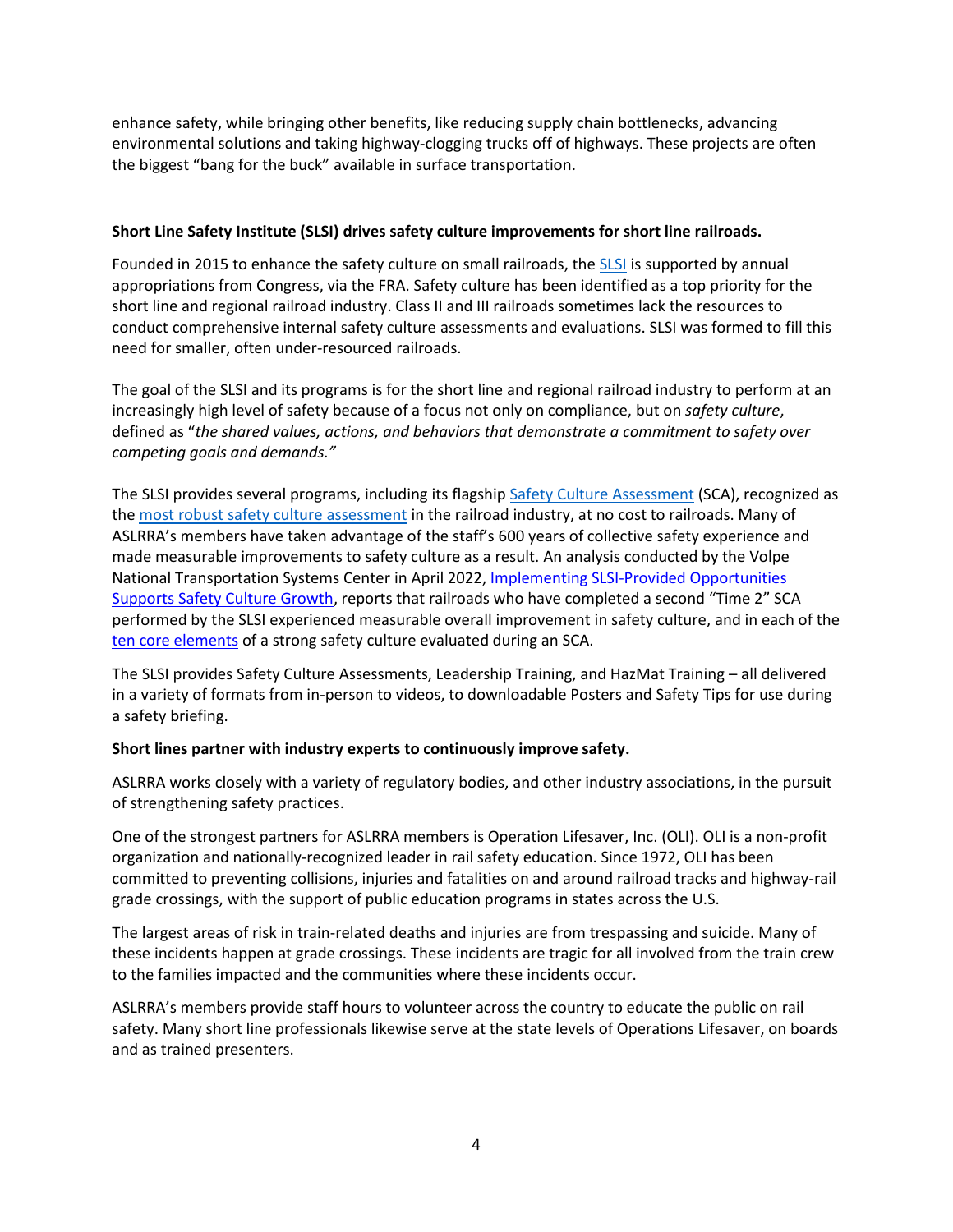enhance safety, while bringing other benefits, like reducing supply chain bottlenecks, advancing environmental solutions and taking highway-clogging trucks off of highways. These projects are often the biggest “bang for the buck” available in surface transportation.

**Short Line Safety Institute (SLSI) drives safety culture improvements for short line railroads.**

Founded in 2015 to enhance the safety culture on small railroads, the SLSI is supported by annual appropriations from Congress, via the FRA. Safety culture has been identified as a top priority for the short line and regional railroad industry. Class II and III railroads sometimes lack the resources to conduct comprehensive internal safety culture assessments and evaluations. SLSI was formed to fill this need for smaller, often under-resourced railroads.

The goal of the SLSI and its programs is for the short line and regional railroad industry to perform at an increasingly high level of safety because of a focus not only on compliance, but on *safety culture*, defined as “*the shared values, actions, and behaviors that demonstrate a commitment to safety over competing goals and demands.”*

The SLSI provides several programs, including its flagship Safety Culture Assessment (SCA), recognized as the most robust safety culture assessment in the railroad industry, at no cost to railroads. Many of ASLRRA’s members have taken advantage of the staff’s 600 years of collective safety experience and made measurable improvements to safety culture as a result. An analysis conducted by the Volpe National Transportation Systems Center in April 2022, Implementing SLSI-Provided Opportunities Supports Safety Culture Growth, reports that railroads who have completed a second “Time 2” SCA performed by the SLSI experienced measurable overall improvement in safety culture, and in each of the ten core elements of a strong safety culture evaluated during an SCA.

The SLSI provides Safety Culture Assessments, Leadership Training, and HazMat Training – all delivered in a variety of formats from in-person to videos, to downloadable Posters and Safety Tips for use during a safety briefing.

**Short lines partner with industry experts to continuously improve safety.**

ASLRRA works closely with a variety of regulatory bodies, and other industry associations, in the pursuit of strengthening safety practices.

One of the strongest partners for ASLRRA members is Operation Lifesaver, Inc. (OLI). OLI is a non-profit organization and nationally-recognized leader in rail safety education. Since 1972, OLI has been committed to preventing collisions, injuries and fatalities on and around railroad tracks and highway-rail grade crossings, with the support of public education programs in states across the U.S.

The largest areas of risk in train-related deaths and injuries are from trespassing and suicide. Many of these incidents happen at grade crossings. These incidents are tragic for all involved from the train crew to the families impacted and the communities where these incidents occur.

ASLRRA’s members provide staff hours to volunteer across the country to educate the public on rail safety. Many short line professionals likewise serve at the state levels of Operations Lifesaver, on boards and as trained presenters.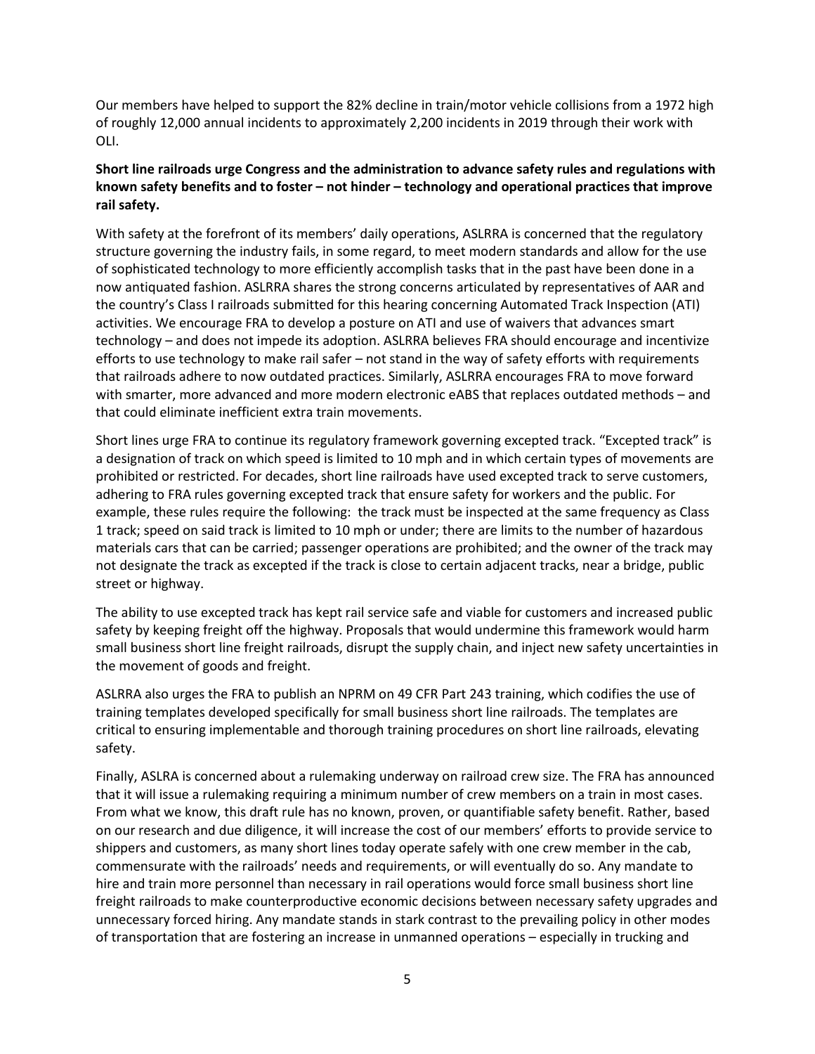Our members have helped to support the 82% decline in train/motor vehicle collisions from a 1972 high of roughly 12,000 annual incidents to approximately 2,200 incidents in 2019 through their work with OLI.

**Short line railroads urge Congress and the administration to advance safety rules and regulations with known safety benefits and to foster – not hinder – technology and operational practices that improve rail safety.**

With safety at the forefront of its members' daily operations, ASLRRA is concerned that the regulatory structure governing the industry fails, in some regard, to meet modern standards and allow for the use of sophisticated technology to more efficiently accomplish tasks that in the past have been done in a now antiquated fashion. ASLRRA shares the strong concerns articulated by representatives of AAR and the country's Class I railroads submitted for this hearing concerning Automated Track Inspection (ATI) activities. We encourage FRA to develop a posture on ATI and use of waivers that advances smart technology – and does not impede its adoption. ASLRRA believes FRA should encourage and incentivize efforts to use technology to make rail safer – not stand in the way of safety efforts with requirements that railroads adhere to now outdated practices. Similarly, ASLRRA encourages FRA to move forward with smarter, more advanced and more modern electronic eABS that replaces outdated methods – and that could eliminate inefficient extra train movements.

Short lines urge FRA to continue its regulatory framework governing excepted track. "Excepted track" is a designation of track on which speed is limited to 10 mph and in which certain types of movements are prohibited or restricted. For decades, short line railroads have used excepted track to serve customers, adhering to FRA rules governing excepted track that ensure safety for workers and the public. For example, these rules require the following: the track must be inspected at the same frequency as Class 1 track; speed on said track is limited to 10 mph or under; there are limits to the number of hazardous materials cars that can be carried; passenger operations are prohibited; and the owner of the track may not designate the track as excepted if the track is close to certain adjacent tracks, near a bridge, public street or highway.

The ability to use excepted track has kept rail service safe and viable for customers and increased public safety by keeping freight off the highway. Proposals that would undermine this framework would harm small business short line freight railroads, disrupt the supply chain, and inject new safety uncertainties in the movement of goods and freight.

ASLRRA also urges the FRA to publish an NPRM on 49 CFR Part 243 training, which codifies the use of training templates developed specifically for small business short line railroads. The templates are critical to ensuring implementable and thorough training procedures on short line railroads, elevating safety.

Finally, ASLRA is concerned about a rulemaking underway on railroad crew size. The FRA has announced that it will issue a rulemaking requiring a minimum number of crew members on a train in most cases. From what we know, this draft rule has no known, proven, or quantifiable safety benefit. Rather, based on our research and due diligence, it will increase the cost of our members' efforts to provide service to shippers and customers, as many short lines today operate safely with one crew member in the cab, commensurate with the railroads' needs and requirements, or will eventually do so. Any mandate to hire and train more personnel than necessary in rail operations would force small business short line freight railroads to make counterproductive economic decisions between necessary safety upgrades and unnecessary forced hiring. Any mandate stands in stark contrast to the prevailing policy in other modes of transportation that are fostering an increase in unmanned operations – especially in trucking and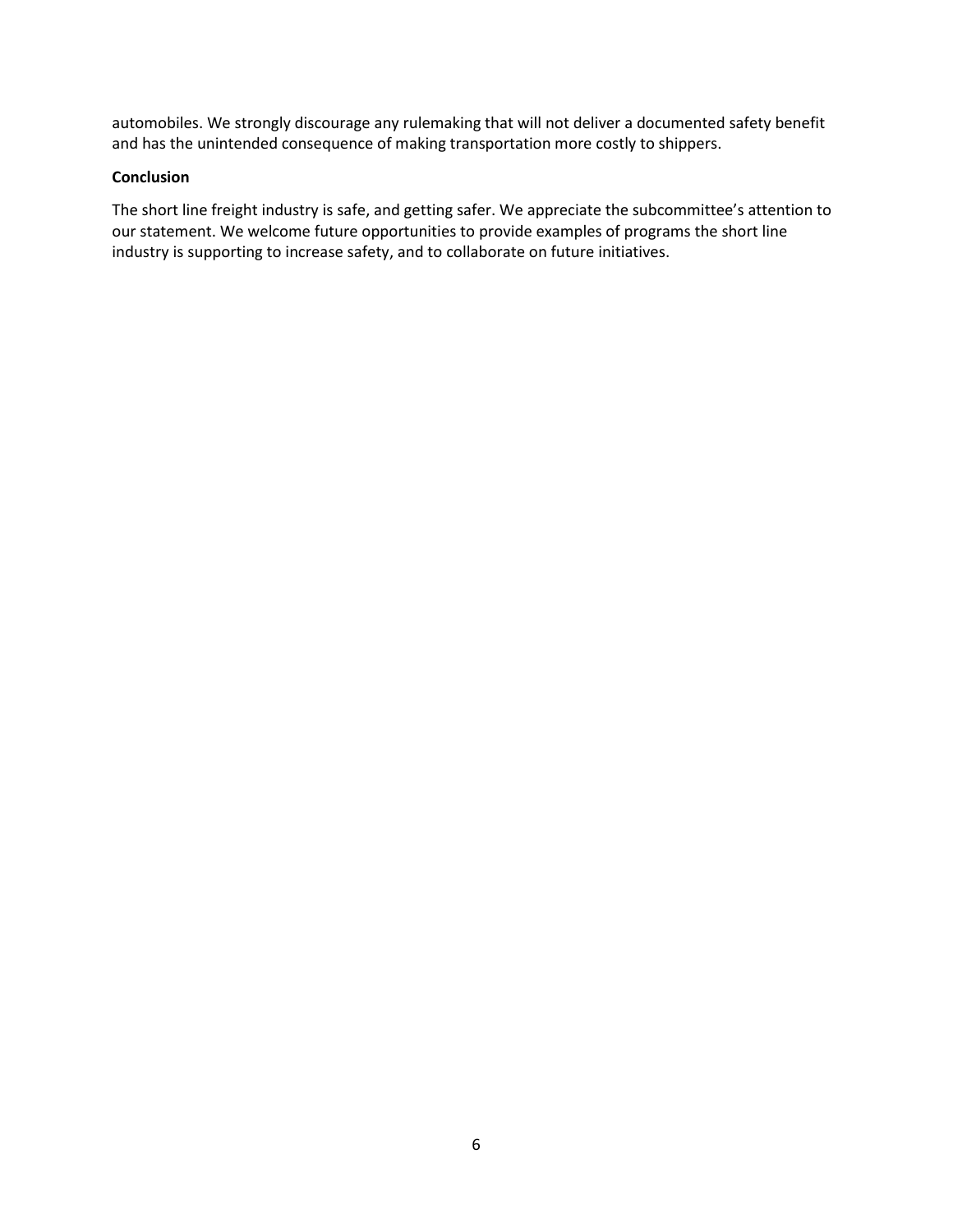automobiles. We strongly discourage any rulemaking that will not deliver a documented safety benefit and has the unintended consequence of making transportation more costly to shippers.

**Conclusion**

The short line freight industry is safe, and getting safer. We appreciate the subcommittee's attention to our statement. We welcome future opportunities to provide examples of programs the short line industry is supporting to increase safety, and to collaborate on future initiatives.